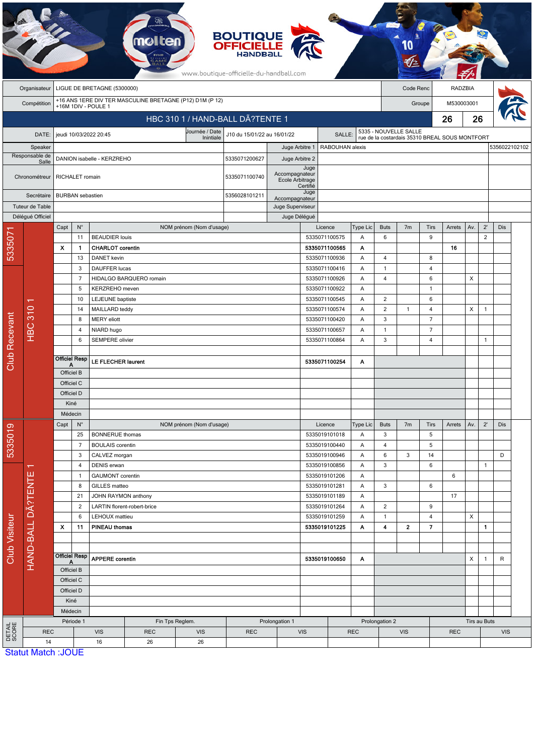BOUTIQUE OFFICIELLE HANDBALL

www.boutique-officielle-du-handball.com

| Organisateur | LIGUE DE BRETAGNE (5300000) | Code Renc | RADZBIA |
|---|---|---|---|
| Compétition | +16 ANS 1ERE DIV TER MASCULINE BRETAGNE (P12) D1M (P 12) +16M 1DIV - POULE 1 | Groupe | M530003001 |

## HBC 310 1 / HAND-BALL DÃ?TENTE 1 — 26 | 26

| DATE: | jeudi 10/03/2022 20:45 | Journée / Date Initiale | J10 du 15/01/22 au 16/01/22 | SALLE: | 5335 - NOUVELLE SALLE rue de la costardais 35310 BREAL SOUS MONTFORT |
|---|---|---|---|---|---|

| | | | | | |
|---|---|---|---|---|---|
| Speaker | | | Juge Arbitre 1 | RABOUHAN alexis | 5356022102102 |
| Responsable de Salle | DANION isabelle - KERZREHO | 5335071200627 | Juge Arbitre 2 | | |
| Chronométreur | RICHALET romain | 5335071100740 | Juge Accompagnateur Ecole Arbitrage Certifié | | |
| Secrétaire | BURBAN sebastien | 5356028101211 | Juge Accompagnateur | | |
| Tuteur de Table | | | Juge Superviseur | | |
| Délégué Officiel | | | Juge Délégué | | |

### Club Recevant — 5335071 — HBC 310 1

| Capt | N° | NOM prénom (Nom d'usage) | Licence | Type Lic | Buts | 7m | Tirs | Arrets | Av. | 2' | Dis |
|---|---|---|---|---|---|---|---|---|---|---|---|
| | 11 | BEAUDIER louis | 5335071100575 | A | 6 | | 9 | | | 2 | |
| X | 1 | CHARLOT corentin | 5335071100565 | A | | | | 16 | | | |
| | 13 | DANET kevin | 5335071100936 | A | 4 | | 8 | | | | |
| | 3 | DAUFFER lucas | 5335071100416 | A | 1 | | 4 | | | | |
| | 7 | HIDALGO BARQUERO romain | 5335071100926 | A | 4 | | 6 | | X | | |
| | 5 | KERZREHO meven | 5335071100922 | A | | | 1 | | | | |
| | 10 | LEJEUNE baptiste | 5335071100545 | A | 2 | | 6 | | | | |
| | 14 | MAILLARD teddy | 5335071100574 | A | 2 | 1 | 4 | | X | 1 | |
| | 8 | MERY eliott | 5335071100420 | A | 3 | | 7 | | | | |
| | 4 | NIARD hugo | 5335071100657 | A | 1 | | 7 | | | | |
| | 6 | SEMPERE olivier | 5335071100864 | A | 3 | | 4 | | | 1 | |
| Officiel Resp A | | LE FLECHER laurent | 5335071100254 | A | | | | | | | |
| Officiel B | | | | | | | | | | | |
| Officiel C | | | | | | | | | | | |
| Officiel D | | | | | | | | | | | |
| Kiné | | | | | | | | | | | |
| Médecin | | | | | | | | | | | |

### Club Visiteur — 5335019 — HAND-BALL DÃ?TENTE 1

| Capt | N° | NOM prénom (Nom d'usage) | Licence | Type Lic | Buts | 7m | Tirs | Arrets | Av. | 2' | Dis |
|---|---|---|---|---|---|---|---|---|---|---|---|
| | 25 | BONNERUE thomas | 5335019101018 | A | 3 | | 5 | | | | |
| | 7 | BOULAIS corentin | 5335019100440 | A | 4 | | 5 | | | | |
| | 3 | CALVEZ morgan | 5335019100946 | A | 6 | 3 | 14 | | | | D |
| | 4 | DENIS erwan | 5335019100856 | A | 3 | | 6 | | | 1 | |
| | 1 | GAUMONT corentin | 5335019101206 | A | | | | 6 | | | |
| | 8 | GILLES matteo | 5335019101281 | A | 3 | | 6 | | | | |
| | 21 | JOHN RAYMON anthony | 5335019101189 | A | | | | 17 | | | |
| | 2 | LARTIN florent-robert-brice | 5335019101264 | A | 2 | | 9 | | | | |
| | 6 | LEHOUX mattieu | 5335019101259 | A | 1 | | 4 | | X | | |
| X | 11 | PINEAU thomas | 5335019101225 | A | 4 | 2 | 7 | | | 1 | |
| Officiel Resp A | | APPERE corentin | 5335019100650 | A | | | | | X | 1 | R |
| Officiel B | | | | | | | | | | | |
| Officiel C | | | | | | | | | | | |
| Officiel D | | | | | | | | | | | |
| Kiné | | | | | | | | | | | |
| Médecin | | | | | | | | | | | |

### DETAIL SCORE

| Période 1 | | Fin Tps Reglem. | | Prolongation 1 | | Prolongation 2 | | Tirs au Buts | |
|---|---|---|---|---|---|---|---|---|---|
| REC | VIS | REC | VIS | REC | VIS | REC | VIS | REC | VIS |
| 14 | 16 | 26 | 26 | | | | | | |

Statut Match :JOUE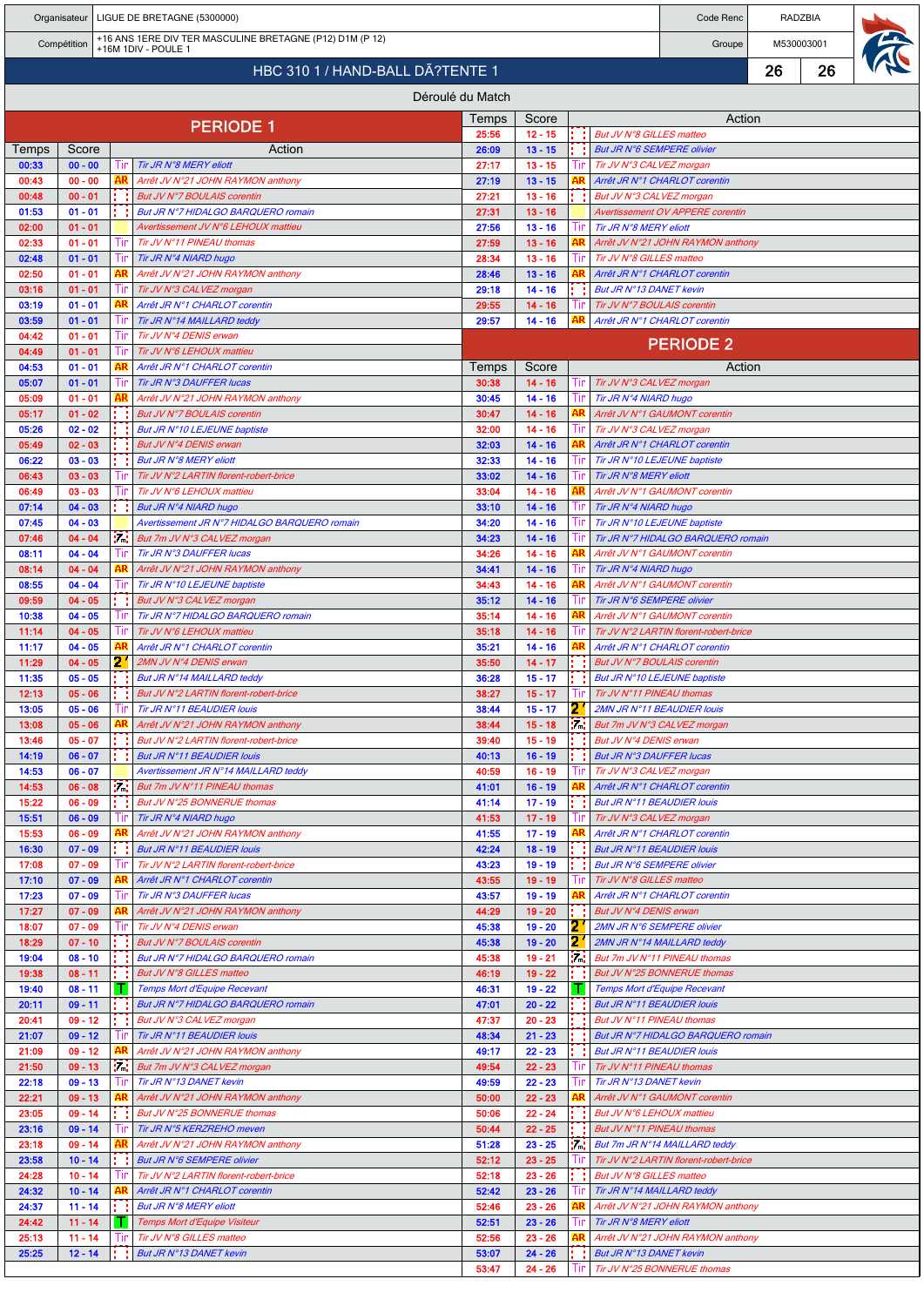| Organisateur | LIGUE DE BRETAGNE (5300000) | Code Renc | RADZBIA |
|---|---|---|---|
| Compétition | +16 ANS 1ERE DIV TER MASCULINE BRETAGNE (P12) D1M (P 12) +16M 1DIV - POULE 1 | Groupe | M530003001 |

## HBC 310 1 / HAND-BALL DA?TENTE 1 — 26 / 26

### Déroulé du Match

## PERIODE 1

| Temps | Score | | Action |
|---|---|---|---|
| 00:33 | 00 - 00 | Tir | Tir JR N°8 MERY elliott |
| 00:43 | 00 - 00 | AR | Arrêt JV N°21 JOHN RAYMON anthony |
| 00:48 | 00 - 01 | | But JV N°7 BOULAIS corentin |
| 01:53 | 01 - 01 | | But JR N°7 HIDALGO BARQUERO romain |
| 02:00 | 01 - 01 | | Avertissement JV N°6 LEHOUX mattieu |
| 02:33 | 01 - 01 | Tir | Tir JV N°11 PINEAU thomas |
| 02:48 | 01 - 01 | Tir | Tir JR N°4 NIARD hugo |
| 02:50 | 01 - 01 | AR | Arrêt JV N°21 JOHN RAYMON anthony |
| 03:16 | 01 - 01 | Tir | Tir JV N°3 CALVEZ morgan |
| 03:19 | 01 - 01 | AR | Arrêt JR N°1 CHARLOT corentin |
| 03:59 | 01 - 01 | Tir | Tir JR N°14 MAILLARD teddy |
| 04:42 | 01 - 01 | Tir | Tir JV N°4 DENIS erwan |
| 04:49 | 01 - 01 | Tir | Tir JV N°6 LEHOUX mattieu |
| 04:53 | 01 - 01 | AR | Arrêt JR N°1 CHARLOT corentin |
| 05:07 | 01 - 01 | Tir | Tir JR N°3 DAUFFER lucas |
| 05:09 | 01 - 01 | AR | Arrêt JV N°21 JOHN RAYMON anthony |
| 05:17 | 01 - 02 | | But JV N°7 BOULAIS corentin |
| 05:26 | 02 - 02 | | But JR N°10 LEJEUNE baptiste |
| 05:49 | 02 - 03 | | But JV N°4 DENIS erwan |
| 06:22 | 03 - 03 | | But JR N°8 MERY elliott |
| 06:43 | 03 - 03 | Tir | Tir JV N°2 LARTIN florent-robert-brice |
| 06:49 | 03 - 03 | Tir | Tir JV N°6 LEHOUX mattieu |
| 07:14 | 04 - 03 | | But JR N°4 NIARD hugo |
| 07:45 | 04 - 03 | | Avertissement JR N°7 HIDALGO BARQUERO romain |
| 07:46 | 04 - 04 | 7m | But 7m JV N°3 CALVEZ morgan |
| 08:11 | 04 - 04 | Tir | Tir JR N°3 DAUFFER lucas |
| 08:14 | 04 - 04 | AR | Arrêt JV N°21 JOHN RAYMON anthony |
| 08:55 | 04 - 04 | Tir | Tir JR N°10 LEJEUNE baptiste |
| 09:59 | 04 - 05 | | But JV N°3 CALVEZ morgan |
| 10:38 | 04 - 05 | Tir | Tir JR N°7 HIDALGO BARQUERO romain |
| 11:14 | 04 - 05 | Tir | Tir JV N°6 LEHOUX mattieu |
| 11:17 | 04 - 05 | AR | Arrêt JR N°1 CHARLOT corentin |
| 11:29 | 04 - 05 | 2' | 2MN JV N°4 DENIS erwan |
| 11:35 | 05 - 05 | | But JR N°14 MAILLARD teddy |
| 12:13 | 05 - 06 | | But JV N°2 LARTIN florent-robert-brice |
| 13:05 | 05 - 06 | Tir | Tir JR N°11 BEAUDIER louis |
| 13:08 | 05 - 06 | AR | Arrêt JV N°21 JOHN RAYMON anthony |
| 13:46 | 05 - 07 | | But JV N°2 LARTIN florent-robert-brice |
| 14:19 | 06 - 07 | | But JR N°11 BEAUDIER louis |
| 14:53 | 06 - 07 | | Avertissement JR N°14 MAILLARD teddy |
| 14:53 | 06 - 08 | 7m | But 7m JV N°11 PINEAU thomas |
| 15:22 | 06 - 09 | | But JV N°25 BONNERUE thomas |
| 15:51 | 06 - 09 | Tir | Tir JR N°4 NIARD hugo |
| 15:53 | 06 - 09 | AR | Arrêt JV N°21 JOHN RAYMON anthony |
| 16:30 | 07 - 09 | | But JR N°11 BEAUDIER louis |
| 17:08 | 07 - 09 | Tir | Tir JV N°2 LARTIN florent-robert-brice |
| 17:10 | 07 - 09 | AR | Arrêt JR N°1 CHARLOT corentin |
| 17:23 | 07 - 09 | Tir | Tir JR N°3 DAUFFER lucas |
| 17:27 | 07 - 09 | AR | Arrêt JV N°21 JOHN RAYMON anthony |
| 18:07 | 07 - 09 | Tir | Tir JV N°4 DENIS erwan |
| 18:29 | 07 - 10 | | But JV N°7 BOULAIS corentin |
| 19:04 | 08 - 10 | | But JR N°7 HIDALGO BARQUERO romain |
| 19:38 | 08 - 11 | | But JV N°8 GILLES matteo |
| 19:40 | 08 - 11 | T | Temps Mort d'Equipe Recevant |
| 20:11 | 09 - 11 | | But JR N°7 HIDALGO BARQUERO romain |
| 20:41 | 09 - 12 | | But JV N°3 CALVEZ morgan |
| 21:07 | 09 - 12 | Tir | Tir JR N°11 BEAUDIER louis |
| 21:09 | 09 - 12 | AR | Arrêt JV N°21 JOHN RAYMON anthony |
| 21:50 | 09 - 13 | 7m | But 7m JV N°3 CALVEZ morgan |
| 22:18 | 09 - 13 | Tir | Tir JR N°13 DANET kevin |
| 22:21 | 09 - 13 | AR | Arrêt JV N°21 JOHN RAYMON anthony |
| 23:05 | 09 - 14 | | But JV N°25 BONNERUE thomas |
| 23:16 | 09 - 14 | Tir | Tir JR N°5 KERZREHO meven |
| 23:18 | 09 - 14 | AR | Arrêt JV N°21 JOHN RAYMON anthony |
| 23:58 | 10 - 14 | | But JR N°6 SEMPERE olivier |
| 24:28 | 10 - 14 | Tir | Tir JV N°2 LARTIN florent-robert-brice |
| 24:32 | 10 - 14 | AR | Arrêt JR N°1 CHARLOT corentin |
| 24:37 | 11 - 14 | | But JR N°8 MERY elliott |
| 24:42 | 11 - 14 | T | Temps Mort d'Equipe Visiteur |
| 25:13 | 11 - 14 | Tir | Tir JV N°8 GILLES matteo |
| 25:25 | 12 - 14 | | But JR N°13 DANET kevin |
| 25:56 | 12 - 15 | | But JV N°8 GILLES matteo |
| 26:09 | 13 - 15 | | But JR N°6 SEMPERE olivier |
| 27:17 | 13 - 15 | Tir | Tir JV N°3 CALVEZ morgan |
| 27:19 | 13 - 15 | AR | Arrêt JR N°1 CHARLOT corentin |
| 27:21 | 13 - 16 | | But JV N°3 CALVEZ morgan |
| 27:31 | 13 - 16 | | Avertissement OV APPERE corentin |
| 27:56 | 13 - 16 | Tir | Tir JR N°8 MERY elliott |
| 27:59 | 13 - 16 | AR | Arrêt JV N°21 JOHN RAYMON anthony |
| 28:34 | 13 - 16 | Tir | Tir JV N°8 GILLES matteo |
| 28:46 | 13 - 16 | AR | Arrêt JR N°1 CHARLOT corentin |
| 29:18 | 14 - 16 | | But JR N°13 DANET kevin |
| 29:55 | 14 - 16 | Tir | Tir JV N°7 BOULAIS corentin |
| 29:57 | 14 - 16 | AR | Arrêt JR N°1 CHARLOT corentin |

## PERIODE 2

| Temps | Score | | Action |
|---|---|---|---|
| 30:38 | 14 - 16 | Tir | Tir JV N°3 CALVEZ morgan |
| 30:45 | 14 - 16 | Tir | Tir JR N°4 NIARD hugo |
| 30:47 | 14 - 16 | AR | Arrêt JV N°1 GAUMONT corentin |
| 32:00 | 14 - 16 | Tir | Tir JV N°3 CALVEZ morgan |
| 32:03 | 14 - 16 | AR | Arrêt JR N°1 CHARLOT corentin |
| 32:33 | 14 - 16 | Tir | Tir JR N°10 LEJEUNE baptiste |
| 33:02 | 14 - 16 | Tir | Tir JR N°8 MERY elliott |
| 33:04 | 14 - 16 | AR | Arrêt JV N°1 GAUMONT corentin |
| 33:10 | 14 - 16 | Tir | Tir JR N°4 NIARD hugo |
| 34:20 | 14 - 16 | Tir | Tir JR N°10 LEJEUNE baptiste |
| 34:23 | 14 - 16 | Tir | Tir JR N°7 HIDALGO BARQUERO romain |
| 34:26 | 14 - 16 | AR | Arrêt JV N°1 GAUMONT corentin |
| 34:41 | 14 - 16 | Tir | Tir JR N°4 NIARD hugo |
| 34:43 | 14 - 16 | AR | Arrêt JV N°1 GAUMONT corentin |
| 35:12 | 14 - 16 | Tir | Tir JR N°6 SEMPERE olivier |
| 35:14 | 14 - 16 | AR | Arrêt JV N°1 GAUMONT corentin |
| 35:18 | 14 - 16 | Tir | Tir JV N°2 LARTIN florent-robert-brice |
| 35:21 | 14 - 16 | AR | Arrêt JR N°1 CHARLOT corentin |
| 35:50 | 14 - 17 | | But JV N°7 BOULAIS corentin |
| 36:28 | 15 - 17 | | But JR N°10 LEJEUNE baptiste |
| 38:27 | 15 - 17 | Tir | Tir JV N°11 PINEAU thomas |
| 38:44 | 15 - 17 | 2' | 2MN JR N°11 BEAUDIER louis |
| 38:44 | 15 - 18 | 7m | But 7m JV N°3 CALVEZ morgan |
| 39:40 | 15 - 19 | | But JV N°4 DENIS erwan |
| 40:13 | 16 - 19 | | But JR N°3 DAUFFER lucas |
| 40:59 | 16 - 19 | Tir | Tir JV N°3 CALVEZ morgan |
| 41:01 | 16 - 19 | AR | Arrêt JR N°1 CHARLOT corentin |
| 41:14 | 17 - 19 | | But JR N°11 BEAUDIER louis |
| 41:53 | 17 - 19 | Tir | Tir JV N°3 CALVEZ morgan |
| 41:55 | 17 - 19 | AR | Arrêt JR N°1 CHARLOT corentin |
| 42:24 | 18 - 19 | | But JR N°11 BEAUDIER louis |
| 43:23 | 19 - 19 | | But JR N°6 SEMPERE olivier |
| 43:55 | 19 - 19 | Tir | Tir JV N°8 GILLES matteo |
| 43:57 | 19 - 19 | AR | Arrêt JR N°1 CHARLOT corentin |
| 44:29 | 19 - 20 | | But JV N°4 DENIS erwan |
| 45:38 | 19 - 20 | 2' | 2MN JR N°6 SEMPERE olivier |
| 45:38 | 19 - 20 | 2' | 2MN JR N°14 MAILLARD teddy |
| 45:38 | 19 - 21 | 7m | But 7m JV N°11 PINEAU thomas |
| 46:19 | 19 - 22 | | But JV N°25 BONNERUE thomas |
| 46:31 | 19 - 22 | T | Temps Mort d'Equipe Recevant |
| 47:01 | 20 - 22 | | But JR N°11 BEAUDIER louis |
| 47:37 | 20 - 23 | | But JV N°11 PINEAU thomas |
| 48:34 | 21 - 23 | | But JR N°7 HIDALGO BARQUERO romain |
| 49:17 | 22 - 23 | | But JR N°11 BEAUDIER louis |
| 49:54 | 22 - 23 | Tir | Tir JV N°11 PINEAU thomas |
| 49:59 | 22 - 23 | Tir | Tir JR N°13 DANET kevin |
| 50:00 | 22 - 23 | AR | Arrêt JV N°1 GAUMONT corentin |
| 50:06 | 22 - 24 | | But JV N°6 LEHOUX mattieu |
| 50:44 | 22 - 25 | | But JV N°11 PINEAU thomas |
| 51:28 | 23 - 25 | 7m | But 7m JR N°14 MAILLARD teddy |
| 52:12 | 23 - 25 | Tir | Tir JV N°2 LARTIN florent-robert-brice |
| 52:18 | 23 - 26 | | But JV N°8 GILLES matteo |
| 52:42 | 23 - 26 | Tir | Tir JR N°14 MAILLARD teddy |
| 52:46 | 23 - 26 | AR | Arrêt JV N°21 JOHN RAYMON anthony |
| 52:51 | 23 - 26 | Tir | Tir JR N°8 MERY elliott |
| 52:56 | 23 - 26 | AR | Arrêt JV N°21 JOHN RAYMON anthony |
| 53:07 | 24 - 26 | | But JR N°13 DANET kevin |
| 53:47 | 24 - 26 | Tir | Tir JV N°25 BONNERUE thomas |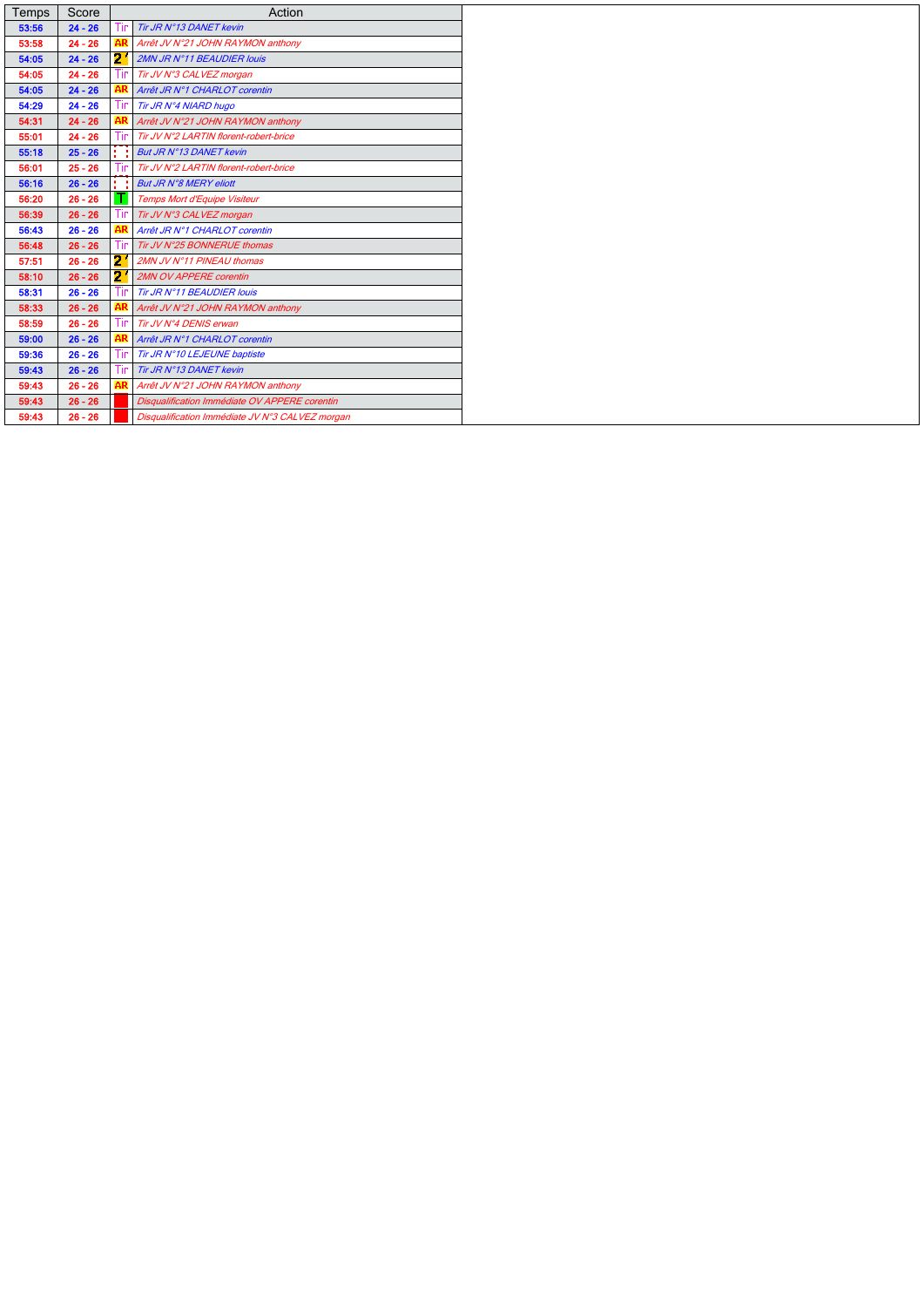| Temps | Score | | Action |
| --- | --- | --- | --- |
| 53:56 | 24 - 26 | Tir | Tir JR N°13 DANET kevin |
| 53:58 | 24 - 26 | AR | Arrêt JV N°21 JOHN RAYMON anthony |
| 54:05 | 24 - 26 | 2' | 2MN JR N°11 BEAUDIER louis |
| 54:05 | 24 - 26 | Tir | Tir JV N°3 CALVEZ morgan |
| 54:05 | 24 - 26 | AR | Arrêt JR N°1 CHARLOT corentin |
| 54:29 | 24 - 26 | Tir | Tir JR N°4 NIARD hugo |
| 54:31 | 24 - 26 | AR | Arrêt JV N°21 JOHN RAYMON anthony |
| 55:01 | 24 - 26 | Tir | Tir JV N°2 LARTIN florent-robert-brice |
| 55:18 | 25 - 26 | | But JR N°13 DANET kevin |
| 56:01 | 25 - 26 | Tir | Tir JV N°2 LARTIN florent-robert-brice |
| 56:16 | 26 - 26 | | But JR N°8 MERY eliott |
| 56:20 | 26 - 26 | T | Temps Mort d'Equipe Visiteur |
| 56:39 | 26 - 26 | Tir | Tir JV N°3 CALVEZ morgan |
| 56:43 | 26 - 26 | AR | Arrêt JR N°1 CHARLOT corentin |
| 56:48 | 26 - 26 | Tir | Tir JV N°25 BONNERUE thomas |
| 57:51 | 26 - 26 | 2' | 2MN JV N°11 PINEAU thomas |
| 58:10 | 26 - 26 | 2' | 2MN OV APPERE corentin |
| 58:31 | 26 - 26 | Tir | Tir JR N°11 BEAUDIER louis |
| 58:33 | 26 - 26 | AR | Arrêt JV N°21 JOHN RAYMON anthony |
| 58:59 | 26 - 26 | Tir | Tir JV N°4 DENIS erwan |
| 59:00 | 26 - 26 | AR | Arrêt JR N°1 CHARLOT corentin |
| 59:36 | 26 - 26 | Tir | Tir JR N°10 LEJEUNE baptiste |
| 59:43 | 26 - 26 | Tir | Tir JR N°13 DANET kevin |
| 59:43 | 26 - 26 | AR | Arrêt JV N°21 JOHN RAYMON anthony |
| 59:43 | 26 - 26 | | Disqualification Immédiate OV APPERE corentin |
| 59:43 | 26 - 26 | | Disqualification Immédiate JV N°3 CALVEZ morgan |